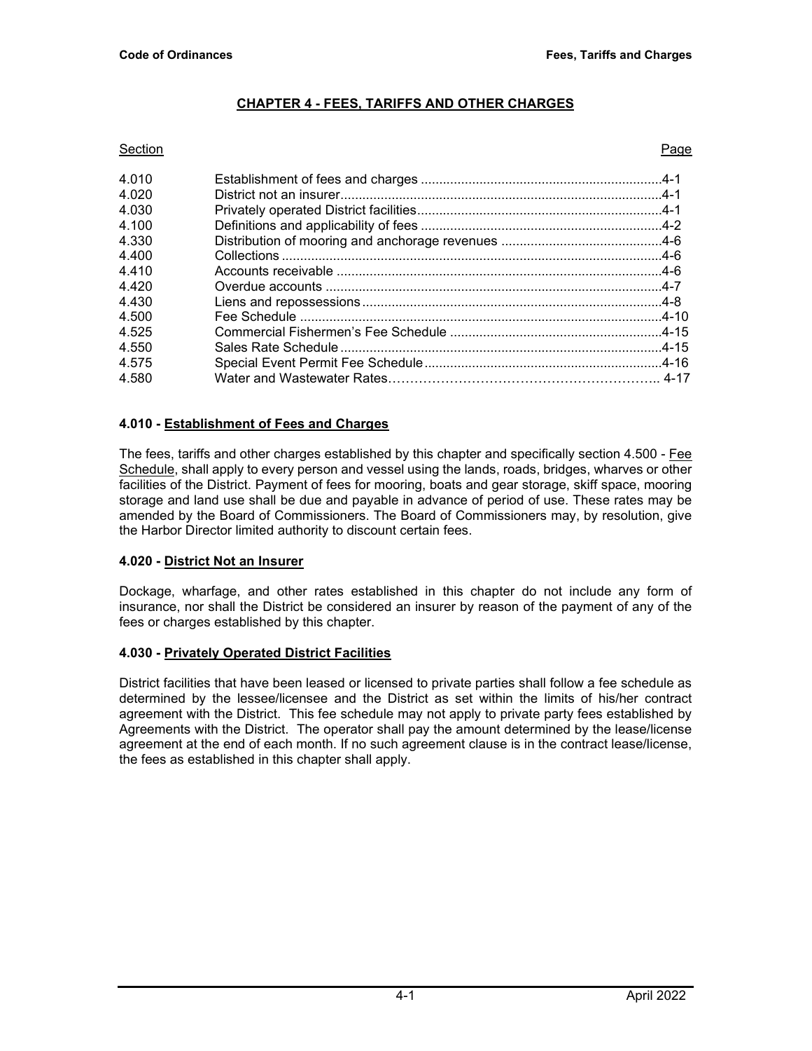# CHAPTER 4 - FEES, TARIFFS AND OTHER CHARGES

| Section | | Page |
|---|---|---|
| 4.010 | Establishment of fees and charges | 4-1 |
| 4.020 | District not an insurer | 4-1 |
| 4.030 | Privately operated District facilities | 4-1 |
| 4.100 | Definitions and applicability of fees | 4-2 |
| 4.330 | Distribution of mooring and anchorage revenues | 4-6 |
| 4.400 | Collections | 4-6 |
| 4.410 | Accounts receivable | 4-6 |
| 4.420 | Overdue accounts | 4-7 |
| 4.430 | Liens and repossessions | 4-8 |
| 4.500 | Fee Schedule | 4-10 |
| 4.525 | Commercial Fishermen's Fee Schedule | 4-15 |
| 4.550 | Sales Rate Schedule | 4-15 |
| 4.575 | Special Event Permit Fee Schedule | 4-16 |
| 4.580 | Water and Wastewater Rates | 4-17 |

### 4.010 - Establishment of Fees and Charges

The fees, tariffs and other charges established by this chapter and specifically section 4.500 - Fee Schedule, shall apply to every person and vessel using the lands, roads, bridges, wharves or other facilities of the District. Payment of fees for mooring, boats and gear storage, skiff space, mooring storage and land use shall be due and payable in advance of period of use. These rates may be amended by the Board of Commissioners. The Board of Commissioners may, by resolution, give the Harbor Director limited authority to discount certain fees.

### 4.020 - District Not an Insurer

Dockage, wharfage, and other rates established in this chapter do not include any form of insurance, nor shall the District be considered an insurer by reason of the payment of any of the fees or charges established by this chapter.

### 4.030 - Privately Operated District Facilities

District facilities that have been leased or licensed to private parties shall follow a fee schedule as determined by the lessee/licensee and the District as set within the limits of his/her contract agreement with the District. This fee schedule may not apply to private party fees established by Agreements with the District. The operator shall pay the amount determined by the lease/license agreement at the end of each month. If no such agreement clause is in the contract lease/license, the fees as established in this chapter shall apply.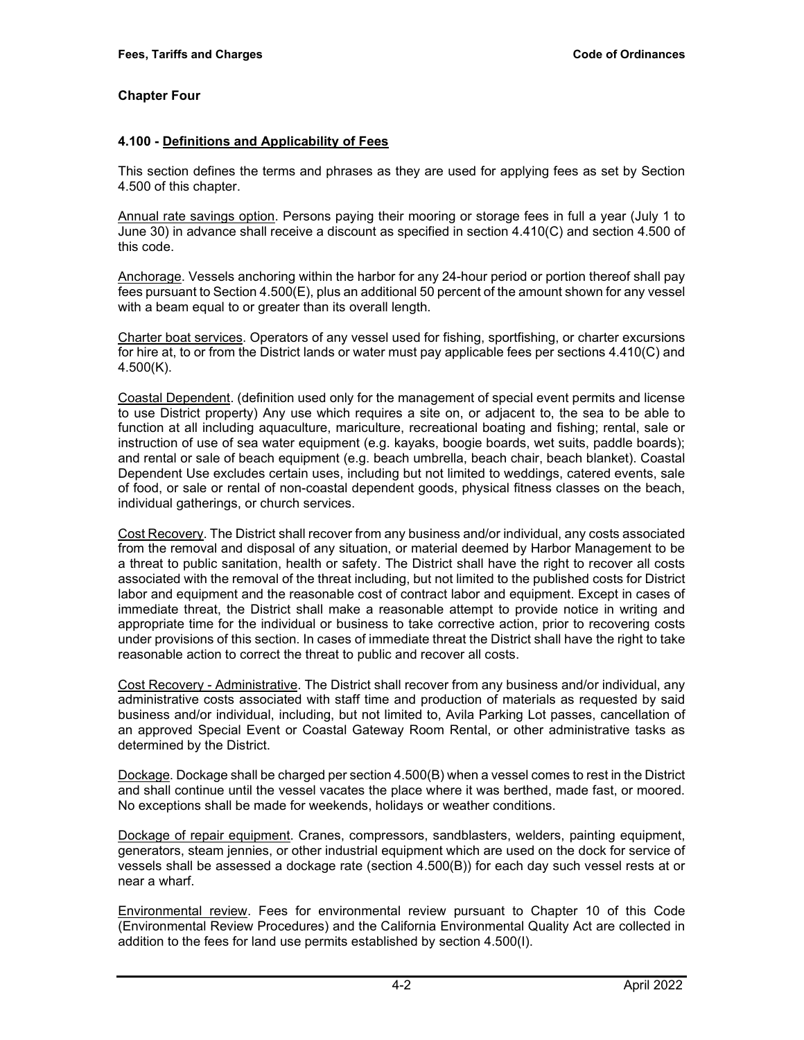## Chapter Four

### 4.100 - Definitions and Applicability of Fees

This section defines the terms and phrases as they are used for applying fees as set by Section 4.500 of this chapter.

Annual rate savings option. Persons paying their mooring or storage fees in full a year (July 1 to June 30) in advance shall receive a discount as specified in section 4.410(C) and section 4.500 of this code.

Anchorage. Vessels anchoring within the harbor for any 24-hour period or portion thereof shall pay fees pursuant to Section 4.500(E), plus an additional 50 percent of the amount shown for any vessel with a beam equal to or greater than its overall length.

Charter boat services. Operators of any vessel used for fishing, sportfishing, or charter excursions for hire at, to or from the District lands or water must pay applicable fees per sections 4.410(C) and 4.500(K).

Coastal Dependent. (definition used only for the management of special event permits and license to use District property) Any use which requires a site on, or adjacent to, the sea to be able to function at all including aquaculture, mariculture, recreational boating and fishing; rental, sale or instruction of use of sea water equipment (e.g. kayaks, boogie boards, wet suits, paddle boards); and rental or sale of beach equipment (e.g. beach umbrella, beach chair, beach blanket). Coastal Dependent Use excludes certain uses, including but not limited to weddings, catered events, sale of food, or sale or rental of non-coastal dependent goods, physical fitness classes on the beach, individual gatherings, or church services.

Cost Recovery. The District shall recover from any business and/or individual, any costs associated from the removal and disposal of any situation, or material deemed by Harbor Management to be a threat to public sanitation, health or safety. The District shall have the right to recover all costs associated with the removal of the threat including, but not limited to the published costs for District labor and equipment and the reasonable cost of contract labor and equipment. Except in cases of immediate threat, the District shall make a reasonable attempt to provide notice in writing and appropriate time for the individual or business to take corrective action, prior to recovering costs under provisions of this section. In cases of immediate threat the District shall have the right to take reasonable action to correct the threat to public and recover all costs.

Cost Recovery - Administrative. The District shall recover from any business and/or individual, any administrative costs associated with staff time and production of materials as requested by said business and/or individual, including, but not limited to, Avila Parking Lot passes, cancellation of an approved Special Event or Coastal Gateway Room Rental, or other administrative tasks as determined by the District.

Dockage. Dockage shall be charged per section 4.500(B) when a vessel comes to rest in the District and shall continue until the vessel vacates the place where it was berthed, made fast, or moored. No exceptions shall be made for weekends, holidays or weather conditions.

Dockage of repair equipment. Cranes, compressors, sandblasters, welders, painting equipment, generators, steam jennies, or other industrial equipment which are used on the dock for service of vessels shall be assessed a dockage rate (section 4.500(B)) for each day such vessel rests at or near a wharf.

Environmental review. Fees for environmental review pursuant to Chapter 10 of this Code (Environmental Review Procedures) and the California Environmental Quality Act are collected in addition to the fees for land use permits established by section 4.500(I).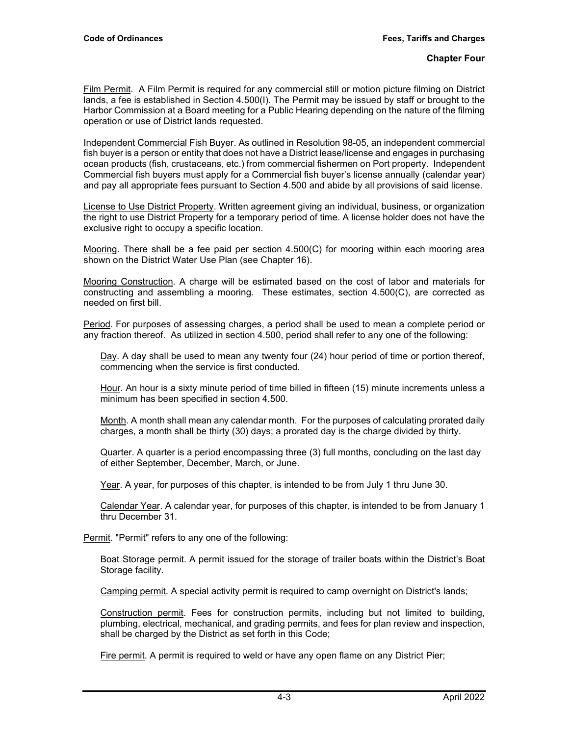Film Permit. A Film Permit is required for any commercial still or motion picture filming on District lands, a fee is established in Section 4.500(I). The Permit may be issued by staff or brought to the Harbor Commission at a Board meeting for a Public Hearing depending on the nature of the filming operation or use of District lands requested.

Independent Commercial Fish Buyer. As outlined in Resolution 98-05, an independent commercial fish buyer is a person or entity that does not have a District lease/license and engages in purchasing ocean products (fish, crustaceans, etc.) from commercial fishermen on Port property. Independent Commercial fish buyers must apply for a Commercial fish buyer's license annually (calendar year) and pay all appropriate fees pursuant to Section 4.500 and abide by all provisions of said license.

License to Use District Property. Written agreement giving an individual, business, or organization the right to use District Property for a temporary period of time. A license holder does not have the exclusive right to occupy a specific location.

Mooring. There shall be a fee paid per section 4.500(C) for mooring within each mooring area shown on the District Water Use Plan (see Chapter 16).

Mooring Construction. A charge will be estimated based on the cost of labor and materials for constructing and assembling a mooring. These estimates, section 4.500(C), are corrected as needed on first bill.

Period. For purposes of assessing charges, a period shall be used to mean a complete period or any fraction thereof. As utilized in section 4.500, period shall refer to any one of the following:

Day. A day shall be used to mean any twenty four (24) hour period of time or portion thereof, commencing when the service is first conducted.

Hour. An hour is a sixty minute period of time billed in fifteen (15) minute increments unless a minimum has been specified in section 4.500.

Month. A month shall mean any calendar month. For the purposes of calculating prorated daily charges, a month shall be thirty (30) days; a prorated day is the charge divided by thirty.

Quarter. A quarter is a period encompassing three (3) full months, concluding on the last day of either September, December, March, or June.

Year. A year, for purposes of this chapter, is intended to be from July 1 thru June 30.

Calendar Year. A calendar year, for purposes of this chapter, is intended to be from January 1 thru December 31.

Permit. "Permit" refers to any one of the following:

Boat Storage permit. A permit issued for the storage of trailer boats within the District's Boat Storage facility.

Camping permit. A special activity permit is required to camp overnight on District's lands;

Construction permit. Fees for construction permits, including but not limited to building, plumbing, electrical, mechanical, and grading permits, and fees for plan review and inspection, shall be charged by the District as set forth in this Code;

Fire permit. A permit is required to weld or have any open flame on any District Pier;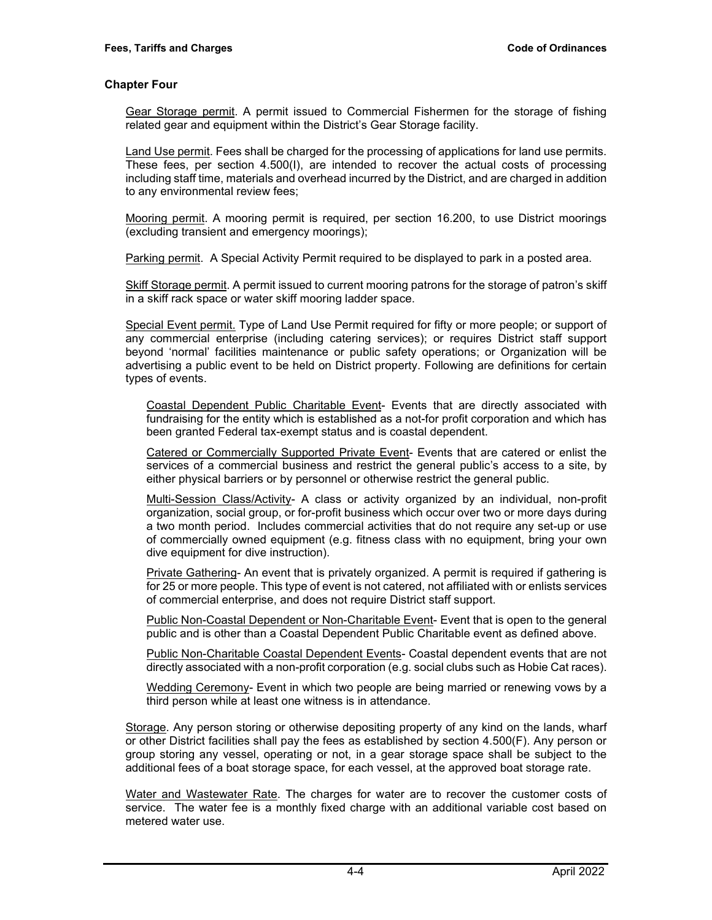## Chapter Four

Gear Storage permit. A permit issued to Commercial Fishermen for the storage of fishing related gear and equipment within the District's Gear Storage facility.

Land Use permit. Fees shall be charged for the processing of applications for land use permits. These fees, per section 4.500(I), are intended to recover the actual costs of processing including staff time, materials and overhead incurred by the District, and are charged in addition to any environmental review fees;

Mooring permit. A mooring permit is required, per section 16.200, to use District moorings (excluding transient and emergency moorings);

Parking permit. A Special Activity Permit required to be displayed to park in a posted area.

Skiff Storage permit. A permit issued to current mooring patrons for the storage of patron's skiff in a skiff rack space or water skiff mooring ladder space.

Special Event permit. Type of Land Use Permit required for fifty or more people; or support of any commercial enterprise (including catering services); or requires District staff support beyond 'normal' facilities maintenance or public safety operations; or Organization will be advertising a public event to be held on District property. Following are definitions for certain types of events.

Coastal Dependent Public Charitable Event- Events that are directly associated with fundraising for the entity which is established as a not-for profit corporation and which has been granted Federal tax-exempt status and is coastal dependent.

Catered or Commercially Supported Private Event- Events that are catered or enlist the services of a commercial business and restrict the general public's access to a site, by either physical barriers or by personnel or otherwise restrict the general public.

Multi-Session Class/Activity- A class or activity organized by an individual, non-profit organization, social group, or for-profit business which occur over two or more days during a two month period. Includes commercial activities that do not require any set-up or use of commercially owned equipment (e.g. fitness class with no equipment, bring your own dive equipment for dive instruction).

Private Gathering- An event that is privately organized. A permit is required if gathering is for 25 or more people. This type of event is not catered, not affiliated with or enlists services of commercial enterprise, and does not require District staff support.

Public Non-Coastal Dependent or Non-Charitable Event- Event that is open to the general public and is other than a Coastal Dependent Public Charitable event as defined above.

Public Non-Charitable Coastal Dependent Events- Coastal dependent events that are not directly associated with a non-profit corporation (e.g. social clubs such as Hobie Cat races).

Wedding Ceremony- Event in which two people are being married or renewing vows by a third person while at least one witness is in attendance.

Storage. Any person storing or otherwise depositing property of any kind on the lands, wharf or other District facilities shall pay the fees as established by section 4.500(F). Any person or group storing any vessel, operating or not, in a gear storage space shall be subject to the additional fees of a boat storage space, for each vessel, at the approved boat storage rate.

Water and Wastewater Rate. The charges for water are to recover the customer costs of service. The water fee is a monthly fixed charge with an additional variable cost based on metered water use.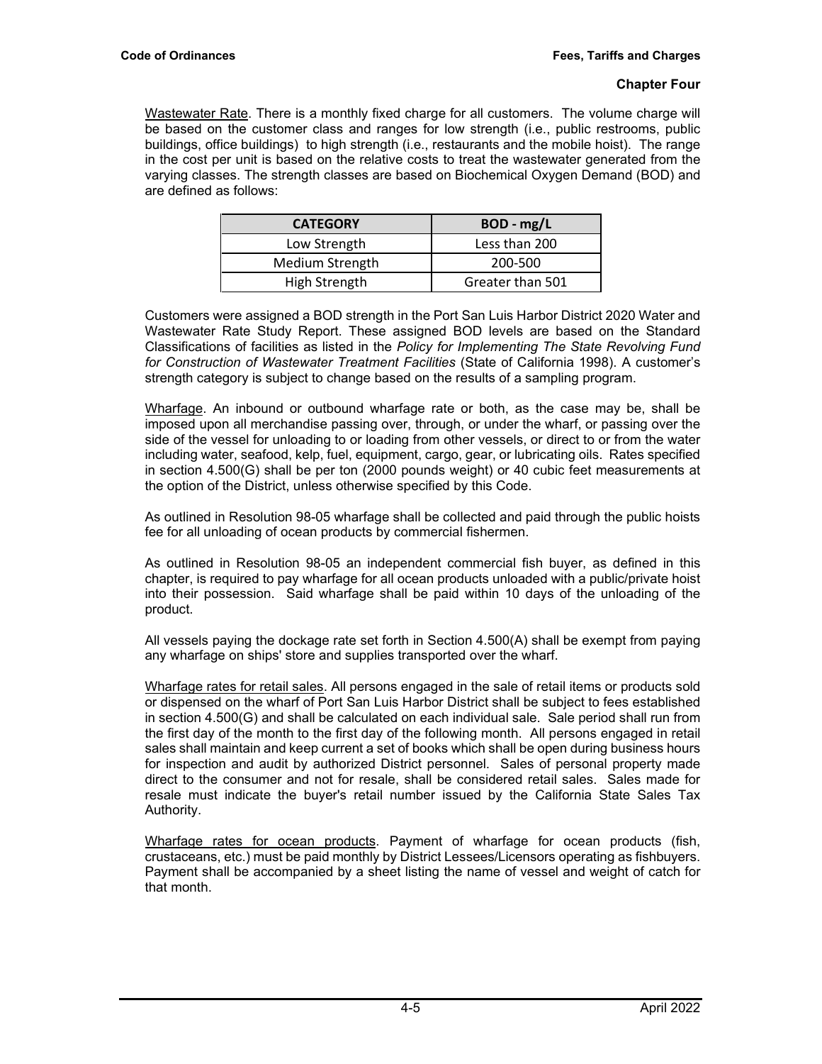Wastewater Rate. There is a monthly fixed charge for all customers. The volume charge will be based on the customer class and ranges for low strength (i.e., public restrooms, public buildings, office buildings) to high strength (i.e., restaurants and the mobile hoist). The range in the cost per unit is based on the relative costs to treat the wastewater generated from the varying classes. The strength classes are based on Biochemical Oxygen Demand (BOD) and are defined as follows:

| CATEGORY | BOD - mg/L |
|---|---|
| Low Strength | Less than 200 |
| Medium Strength | 200-500 |
| High Strength | Greater than 501 |

Customers were assigned a BOD strength in the Port San Luis Harbor District 2020 Water and Wastewater Rate Study Report. These assigned BOD levels are based on the Standard Classifications of facilities as listed in the *Policy for Implementing The State Revolving Fund for Construction of Wastewater Treatment Facilities* (State of California 1998). A customer's strength category is subject to change based on the results of a sampling program.

Wharfage. An inbound or outbound wharfage rate or both, as the case may be, shall be imposed upon all merchandise passing over, through, or under the wharf, or passing over the side of the vessel for unloading to or loading from other vessels, or direct to or from the water including water, seafood, kelp, fuel, equipment, cargo, gear, or lubricating oils. Rates specified in section 4.500(G) shall be per ton (2000 pounds weight) or 40 cubic feet measurements at the option of the District, unless otherwise specified by this Code.

As outlined in Resolution 98-05 wharfage shall be collected and paid through the public hoists fee for all unloading of ocean products by commercial fishermen.

As outlined in Resolution 98-05 an independent commercial fish buyer, as defined in this chapter, is required to pay wharfage for all ocean products unloaded with a public/private hoist into their possession. Said wharfage shall be paid within 10 days of the unloading of the product.

All vessels paying the dockage rate set forth in Section 4.500(A) shall be exempt from paying any wharfage on ships' store and supplies transported over the wharf.

Wharfage rates for retail sales. All persons engaged in the sale of retail items or products sold or dispensed on the wharf of Port San Luis Harbor District shall be subject to fees established in section 4.500(G) and shall be calculated on each individual sale. Sale period shall run from the first day of the month to the first day of the following month. All persons engaged in retail sales shall maintain and keep current a set of books which shall be open during business hours for inspection and audit by authorized District personnel. Sales of personal property made direct to the consumer and not for resale, shall be considered retail sales. Sales made for resale must indicate the buyer's retail number issued by the California State Sales Tax Authority.

Wharfage rates for ocean products. Payment of wharfage for ocean products (fish, crustaceans, etc.) must be paid monthly by District Lessees/Licensors operating as fishbuyers. Payment shall be accompanied by a sheet listing the name of vessel and weight of catch for that month.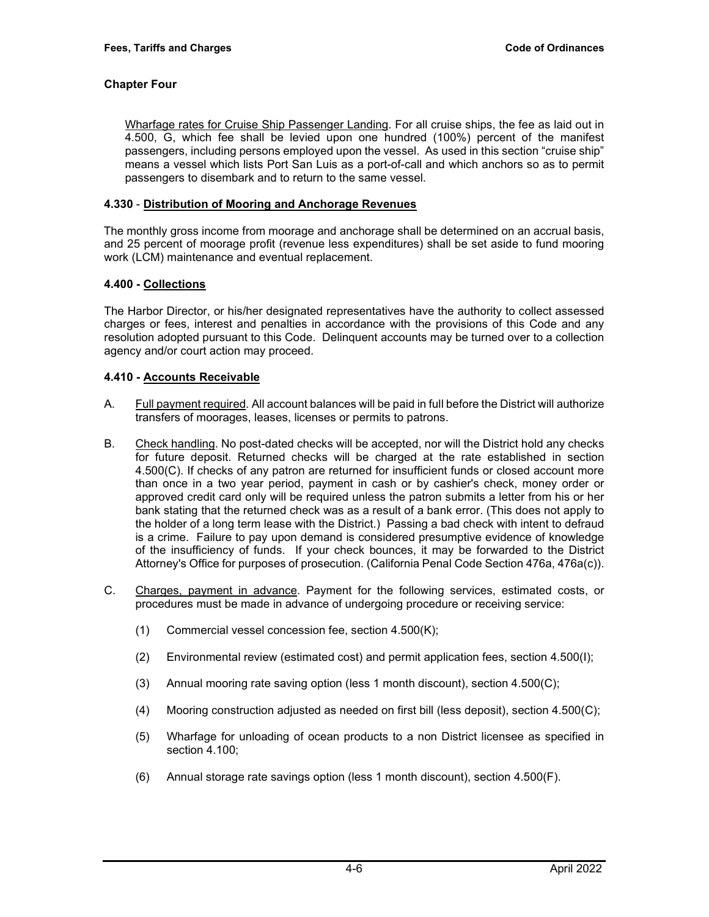## Chapter Four

<u>Wharfage rates for Cruise Ship Passenger Landing</u>. For all cruise ships, the fee as laid out in 4.500, G, which fee shall be levied upon one hundred (100%) percent of the manifest passengers, including persons employed upon the vessel. As used in this section "cruise ship" means a vessel which lists Port San Luis as a port-of-call and which anchors so as to permit passengers to disembark and to return to the same vessel.

### 4.330 - Distribution of Mooring and Anchorage Revenues

The monthly gross income from moorage and anchorage shall be determined on an accrual basis, and 25 percent of moorage profit (revenue less expenditures) shall be set aside to fund mooring work (LCM) maintenance and eventual replacement.

### 4.400 - Collections

The Harbor Director, or his/her designated representatives have the authority to collect assessed charges or fees, interest and penalties in accordance with the provisions of this Code and any resolution adopted pursuant to this Code. Delinquent accounts may be turned over to a collection agency and/or court action may proceed.

### 4.410 - Accounts Receivable

A. <u>Full payment required</u>. All account balances will be paid in full before the District will authorize transfers of moorages, leases, licenses or permits to patrons.

B. <u>Check handling</u>. No post-dated checks will be accepted, nor will the District hold any checks for future deposit. Returned checks will be charged at the rate established in section 4.500(C). If checks of any patron are returned for insufficient funds or closed account more than once in a two year period, payment in cash or by cashier's check, money order or approved credit card only will be required unless the patron submits a letter from his or her bank stating that the returned check was as a result of a bank error. (This does not apply to the holder of a long term lease with the District.) Passing a bad check with intent to defraud is a crime. Failure to pay upon demand is considered presumptive evidence of knowledge of the insufficiency of funds. If your check bounces, it may be forwarded to the District Attorney's Office for purposes of prosecution. (California Penal Code Section 476a, 476a(c)).

C. <u>Charges, payment in advance</u>. Payment for the following services, estimated costs, or procedures must be made in advance of undergoing procedure or receiving service:

   (1) Commercial vessel concession fee, section 4.500(K);

   (2) Environmental review (estimated cost) and permit application fees, section 4.500(I);

   (3) Annual mooring rate saving option (less 1 month discount), section 4.500(C);

   (4) Mooring construction adjusted as needed on first bill (less deposit), section 4.500(C);

   (5) Wharfage for unloading of ocean products to a non District licensee as specified in section 4.100;

   (6) Annual storage rate savings option (less 1 month discount), section 4.500(F).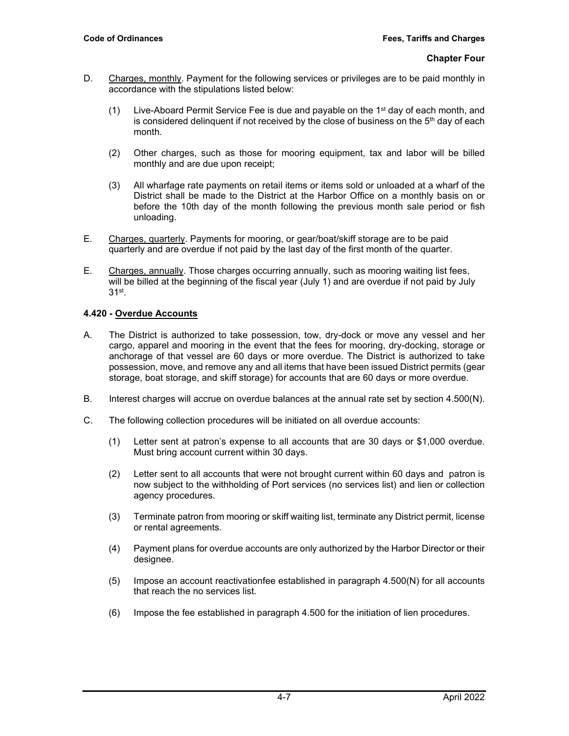D. Charges, monthly. Payment for the following services or privileges are to be paid monthly in accordance with the stipulations listed below:

(1) Live-Aboard Permit Service Fee is due and payable on the 1st day of each month, and is considered delinquent if not received by the close of business on the 5th day of each month.

(2) Other charges, such as those for mooring equipment, tax and labor will be billed monthly and are due upon receipt;

(3) All wharfage rate payments on retail items or items sold or unloaded at a wharf of the District shall be made to the District at the Harbor Office on a monthly basis on or before the 10th day of the month following the previous month sale period or fish unloading.

E. Charges, quarterly. Payments for mooring, or gear/boat/skiff storage are to be paid quarterly and are overdue if not paid by the last day of the first month of the quarter.

E. Charges, annually. Those charges occurring annually, such as mooring waiting list fees, will be billed at the beginning of the fiscal year (July 1) and are overdue if not paid by July 31st.

### 4.420 - Overdue Accounts

A. The District is authorized to take possession, tow, dry-dock or move any vessel and her cargo, apparel and mooring in the event that the fees for mooring, dry-docking, storage or anchorage of that vessel are 60 days or more overdue. The District is authorized to take possession, move, and remove any and all items that have been issued District permits (gear storage, boat storage, and skiff storage) for accounts that are 60 days or more overdue.

B. Interest charges will accrue on overdue balances at the annual rate set by section 4.500(N).

C. The following collection procedures will be initiated on all overdue accounts:

(1) Letter sent at patron's expense to all accounts that are 30 days or $1,000 overdue. Must bring account current within 30 days.

(2) Letter sent to all accounts that were not brought current within 60 days and patron is now subject to the withholding of Port services (no services list) and lien or collection agency procedures.

(3) Terminate patron from mooring or skiff waiting list, terminate any District permit, license or rental agreements.

(4) Payment plans for overdue accounts are only authorized by the Harbor Director or their designee.

(5) Impose an account reactivationfee established in paragraph 4.500(N) for all accounts that reach the no services list.

(6) Impose the fee established in paragraph 4.500 for the initiation of lien procedures.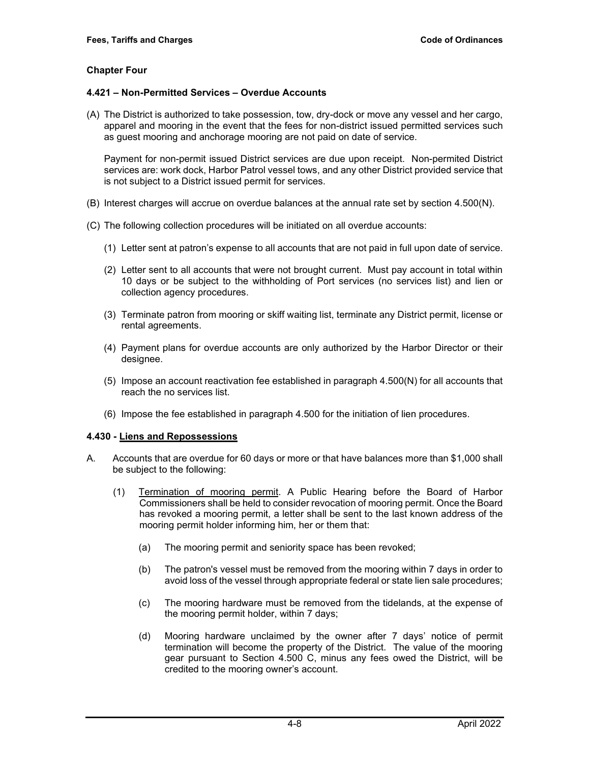## Chapter Four

### 4.421 – Non-Permitted Services – Overdue Accounts

(A) The District is authorized to take possession, tow, dry-dock or move any vessel and her cargo, apparel and mooring in the event that the fees for non-district issued permitted services such as guest mooring and anchorage mooring are not paid on date of service.

Payment for non-permit issued District services are due upon receipt. Non-permited District services are: work dock, Harbor Patrol vessel tows, and any other District provided service that is not subject to a District issued permit for services.

(B) Interest charges will accrue on overdue balances at the annual rate set by section 4.500(N).

(C) The following collection procedures will be initiated on all overdue accounts:

(1) Letter sent at patron's expense to all accounts that are not paid in full upon date of service.

(2) Letter sent to all accounts that were not brought current. Must pay account in total within 10 days or be subject to the withholding of Port services (no services list) and lien or collection agency procedures.

(3) Terminate patron from mooring or skiff waiting list, terminate any District permit, license or rental agreements.

(4) Payment plans for overdue accounts are only authorized by the Harbor Director or their designee.

(5) Impose an account reactivation fee established in paragraph 4.500(N) for all accounts that reach the no services list.

(6) Impose the fee established in paragraph 4.500 for the initiation of lien procedures.

### 4.430 - Liens and Repossessions

A. Accounts that are overdue for 60 days or more or that have balances more than $1,000 shall be subject to the following:

(1) Termination of mooring permit. A Public Hearing before the Board of Harbor Commissioners shall be held to consider revocation of mooring permit. Once the Board has revoked a mooring permit, a letter shall be sent to the last known address of the mooring permit holder informing him, her or them that:

(a) The mooring permit and seniority space has been revoked;

(b) The patron's vessel must be removed from the mooring within 7 days in order to avoid loss of the vessel through appropriate federal or state lien sale procedures;

(c) The mooring hardware must be removed from the tidelands, at the expense of the mooring permit holder, within 7 days;

(d) Mooring hardware unclaimed by the owner after 7 days' notice of permit termination will become the property of the District. The value of the mooring gear pursuant to Section 4.500 C, minus any fees owed the District, will be credited to the mooring owner's account.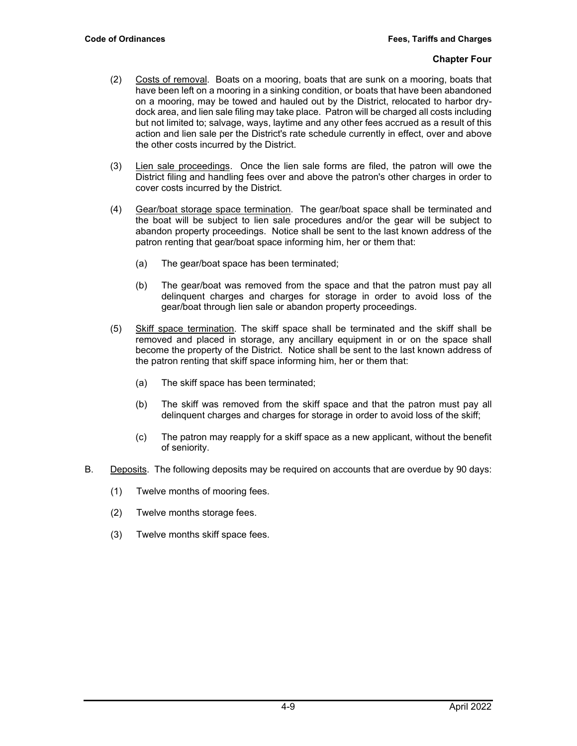(2) Costs of removal. Boats on a mooring, boats that are sunk on a mooring, boats that have been left on a mooring in a sinking condition, or boats that have been abandoned on a mooring, may be towed and hauled out by the District, relocated to harbor dry-dock area, and lien sale filing may take place. Patron will be charged all costs including but not limited to; salvage, ways, laytime and any other fees accrued as a result of this action and lien sale per the District's rate schedule currently in effect, over and above the other costs incurred by the District.

(3) Lien sale proceedings. Once the lien sale forms are filed, the patron will owe the District filing and handling fees over and above the patron's other charges in order to cover costs incurred by the District.

(4) Gear/boat storage space termination. The gear/boat space shall be terminated and the boat will be subject to lien sale procedures and/or the gear will be subject to abandon property proceedings. Notice shall be sent to the last known address of the patron renting that gear/boat space informing him, her or them that:

   (a) The gear/boat space has been terminated;

   (b) The gear/boat was removed from the space and that the patron must pay all delinquent charges and charges for storage in order to avoid loss of the gear/boat through lien sale or abandon property proceedings.

(5) Skiff space termination. The skiff space shall be terminated and the skiff shall be removed and placed in storage, any ancillary equipment in or on the space shall become the property of the District. Notice shall be sent to the last known address of the patron renting that skiff space informing him, her or them that:

   (a) The skiff space has been terminated;

   (b) The skiff was removed from the skiff space and that the patron must pay all delinquent charges and charges for storage in order to avoid loss of the skiff;

   (c) The patron may reapply for a skiff space as a new applicant, without the benefit of seniority.

B. Deposits. The following deposits may be required on accounts that are overdue by 90 days:

   (1) Twelve months of mooring fees.

   (2) Twelve months storage fees.

   (3) Twelve months skiff space fees.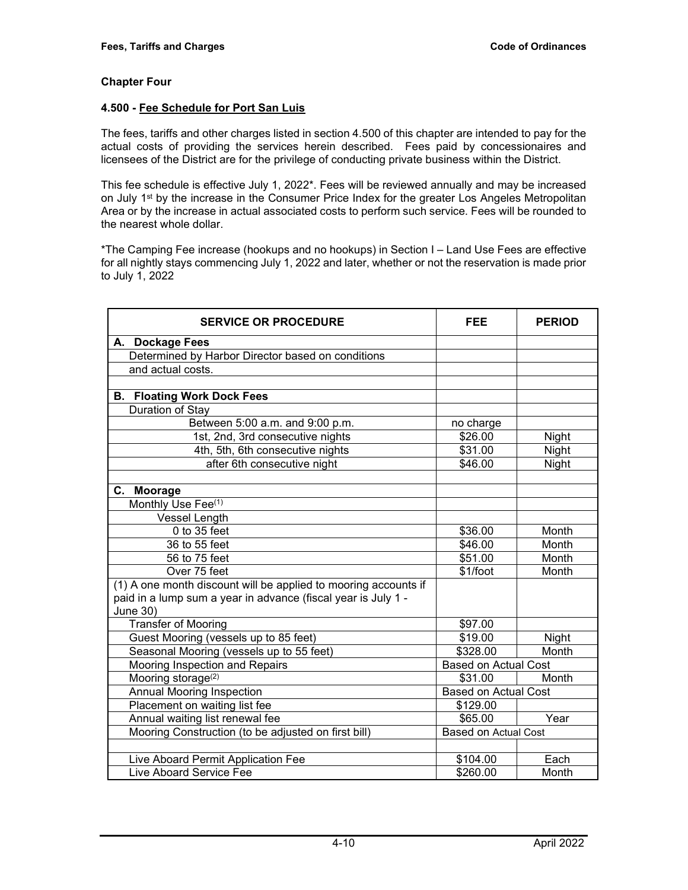**Chapter Four**

**4.500 - Fee Schedule for Port San Luis**

The fees, tariffs and other charges listed in section 4.500 of this chapter are intended to pay for the actual costs of providing the services herein described. Fees paid by concessionaires and licensees of the District are for the privilege of conducting private business within the District.

This fee schedule is effective July 1, 2022*. Fees will be reviewed annually and may be increased on July 1st by the increase in the Consumer Price Index for the greater Los Angeles Metropolitan Area or by the increase in actual associated costs to perform such service. Fees will be rounded to the nearest whole dollar.

*The Camping Fee increase (hookups and no hookups) in Section I – Land Use Fees are effective for all nightly stays commencing July 1, 2022 and later, whether or not the reservation is made prior to July 1, 2022

| SERVICE OR PROCEDURE | FEE | PERIOD |
|---|---|---|
| **A. Dockage Fees** | | |
| Determined by Harbor Director based on conditions | | |
| and actual costs. | | |
| | | |
| **B. Floating Work Dock Fees** | | |
| Duration of Stay | | |
| Between 5:00 a.m. and 9:00 p.m. | no charge | |
| 1st, 2nd, 3rd consecutive nights | $26.00 | Night |
| 4th, 5th, 6th consecutive nights | $31.00 | Night |
| after 6th consecutive night | $46.00 | Night |
| | | |
| **C. Moorage** | | |
| Monthly Use Fee(1) | | |
| Vessel Length | | |
| 0 to 35 feet | $36.00 | Month |
| 36 to 55 feet | $46.00 | Month |
| 56 to 75 feet | $51.00 | Month |
| Over 75 feet | $1/foot | Month |
| (1) A one month discount will be applied to mooring accounts if paid in a lump sum a year in advance (fiscal year is July 1 - June 30) | | |
| Transfer of Mooring | $97.00 | |
| Guest Mooring (vessels up to 85 feet) | $19.00 | Night |
| Seasonal Mooring (vessels up to 55 feet) | $328.00 | Month |
| Mooring Inspection and Repairs | Based on Actual Cost | |
| Mooring storage(2) | $31.00 | Month |
| Annual Mooring Inspection | Based on Actual Cost | |
| Placement on waiting list fee | $129.00 | |
| Annual waiting list renewal fee | $65.00 | Year |
| Mooring Construction (to be adjusted on first bill) | Based on Actual Cost | |
| | | |
| Live Aboard Permit Application Fee | $104.00 | Each |
| Live Aboard Service Fee | $260.00 | Month |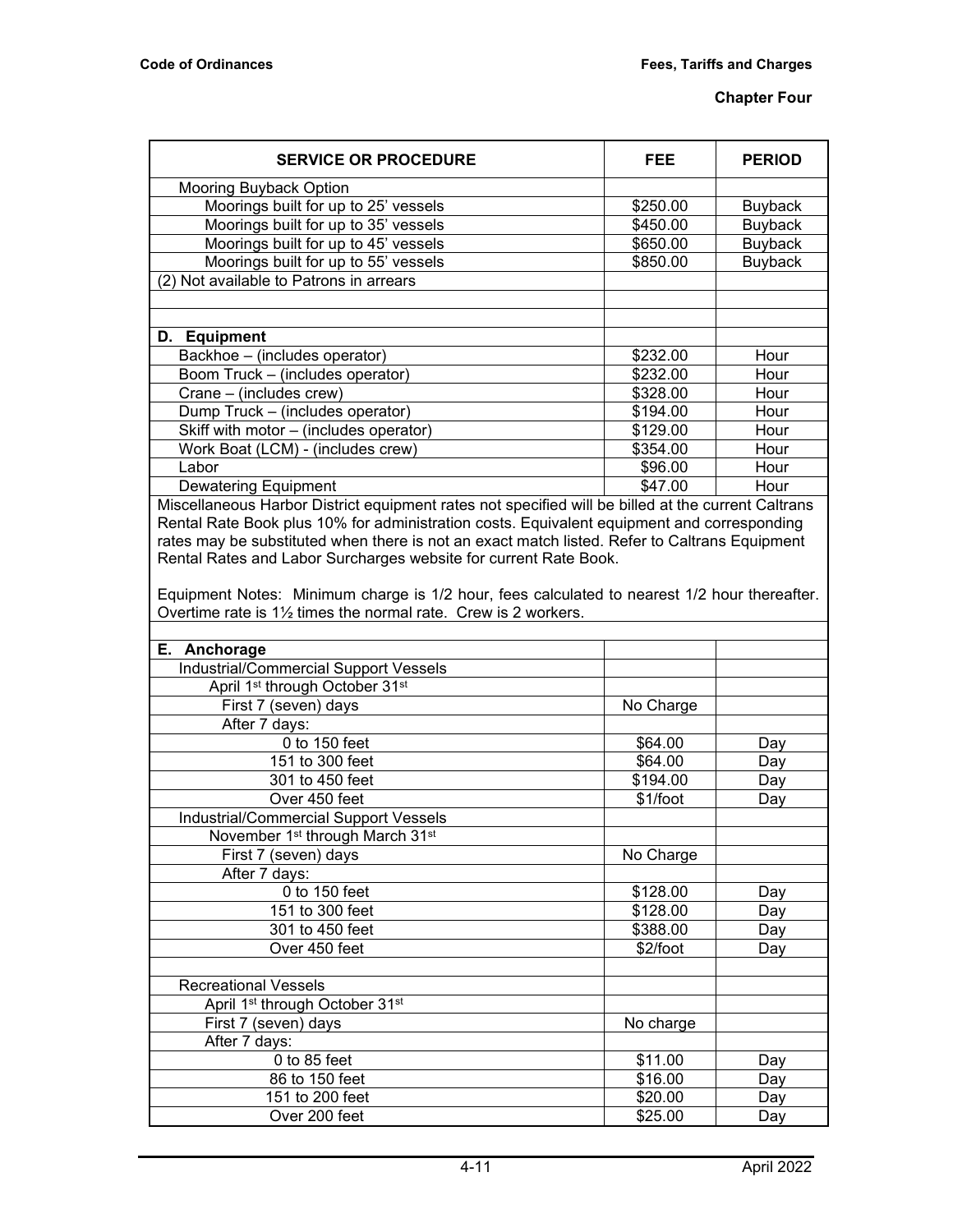| SERVICE OR PROCEDURE | FEE | PERIOD |
|---|---|---|
| Mooring Buyback Option | | |
| Moorings built for up to 25' vessels | $250.00 | Buyback |
| Moorings built for up to 35' vessels | $450.00 | Buyback |
| Moorings built for up to 45' vessels | $650.00 | Buyback |
| Moorings built for up to 55' vessels | $850.00 | Buyback |
| (2) Not available to Patrons in arrears | | |
| | | |
| | | |
| **D. Equipment** | | |
| Backhoe – (includes operator) | $232.00 | Hour |
| Boom Truck – (includes operator) | $232.00 | Hour |
| Crane – (includes crew) | $328.00 | Hour |
| Dump Truck – (includes operator) | $194.00 | Hour |
| Skiff with motor – (includes operator) | $129.00 | Hour |
| Work Boat (LCM) - (includes crew) | $354.00 | Hour |
| Labor | $96.00 | Hour |
| Dewatering Equipment | $47.00 | Hour |

Miscellaneous Harbor District equipment rates not specified will be billed at the current Caltrans Rental Rate Book plus 10% for administration costs. Equivalent equipment and corresponding rates may be substituted when there is not an exact match listed. Refer to Caltrans Equipment Rental Rates and Labor Surcharges website for current Rate Book.

Equipment Notes: Minimum charge is 1/2 hour, fees calculated to nearest 1/2 hour thereafter. Overtime rate is 1½ times the normal rate. Crew is 2 workers.

| SERVICE OR PROCEDURE | FEE | PERIOD |
|---|---|---|
| **E. Anchorage** | | |
| Industrial/Commercial Support Vessels | | |
| April 1st through October 31st | | |
| First 7 (seven) days | No Charge | |
| After 7 days: | | |
| 0 to 150 feet | $64.00 | Day |
| 151 to 300 feet | $64.00 | Day |
| 301 to 450 feet | $194.00 | Day |
| Over 450 feet | $1/foot | Day |
| Industrial/Commercial Support Vessels | | |
| November 1st through March 31st | | |
| First 7 (seven) days | No Charge | |
| After 7 days: | | |
| 0 to 150 feet | $128.00 | Day |
| 151 to 300 feet | $128.00 | Day |
| 301 to 450 feet | $388.00 | Day |
| Over 450 feet | $2/foot | Day |
| | | |
| Recreational Vessels | | |
| April 1st through October 31st | | |
| First 7 (seven) days | No charge | |
| After 7 days: | | |
| 0 to 85 feet | $11.00 | Day |
| 86 to 150 feet | $16.00 | Day |
| 151 to 200 feet | $20.00 | Day |
| Over 200 feet | $25.00 | Day |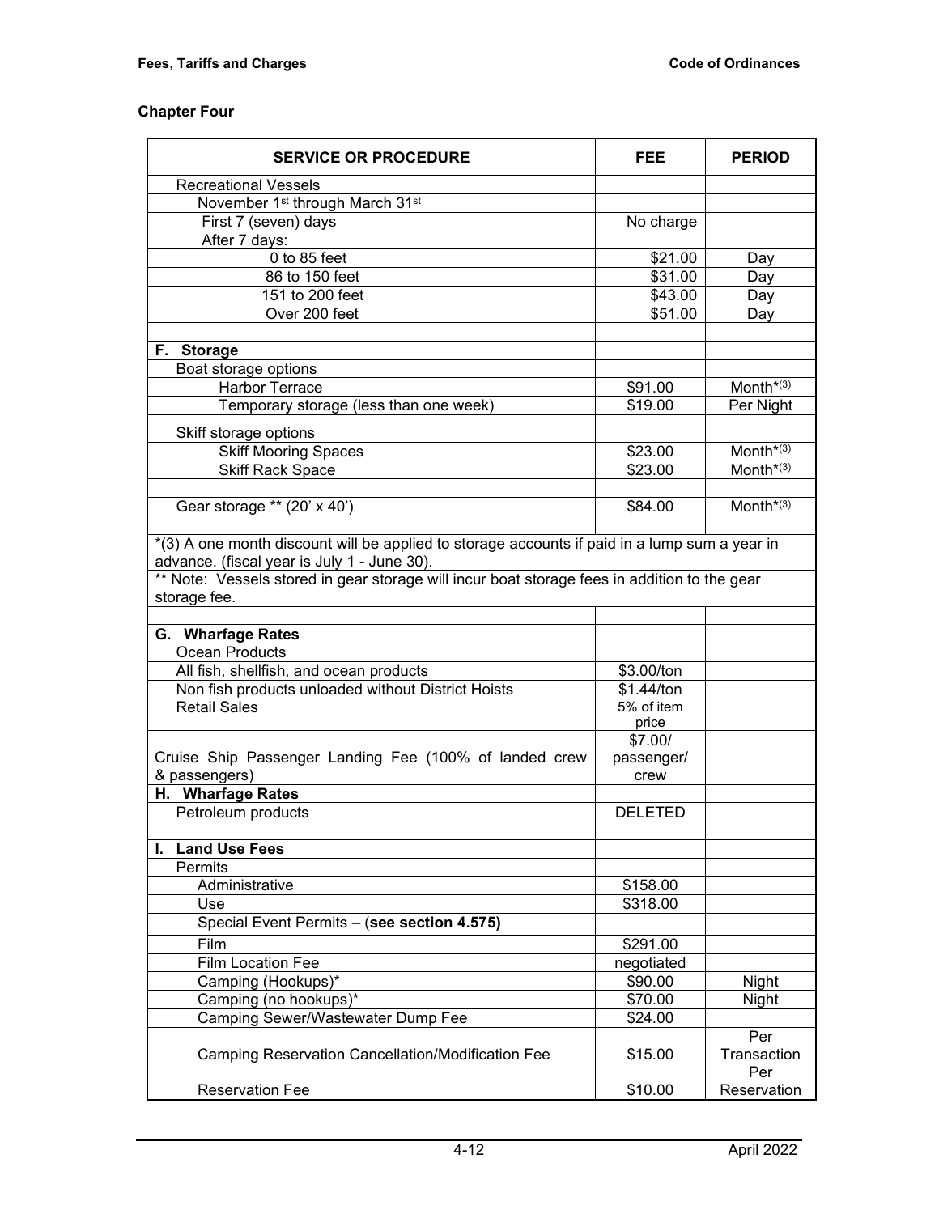## Chapter Four

| SERVICE OR PROCEDURE | FEE | PERIOD |
|---|---|---|
| Recreational Vessels | | |
| November 1st through March 31st | | |
| First 7 (seven) days | No charge | |
| After 7 days: | | |
| 0 to 85 feet | $21.00 | Day |
| 86 to 150 feet | $31.00 | Day |
| 151 to 200 feet | $43.00 | Day |
| Over 200 feet | $51.00 | Day |
| | | |
| **F. Storage** | | |
| Boat storage options | | |
| Harbor Terrace | $91.00 | Month*(3) |
| Temporary storage (less than one week) | $19.00 | Per Night |
| Skiff storage options | | |
| Skiff Mooring Spaces | $23.00 | Month*(3) |
| Skiff Rack Space | $23.00 | Month*(3) |
| | | |
| Gear storage ** (20' x 40') | $84.00 | Month*(3) |
| | | |
| *(3) A one month discount will be applied to storage accounts if paid in a lump sum a year in advance. (fiscal year is July 1 - June 30). | | |
| ** Note: Vessels stored in gear storage will incur boat storage fees in addition to the gear storage fee. | | |
| | | |
| **G. Wharfage Rates** | | |
| Ocean Products | | |
| All fish, shellfish, and ocean products | $3.00/ton | |
| Non fish products unloaded without District Hoists | $1.44/ton | |
| Retail Sales | 5% of item price | |
| Cruise Ship Passenger Landing Fee (100% of landed crew & passengers) | $7.00/ passenger/ crew | |
| **H. Wharfage Rates** | | |
| Petroleum products | DELETED | |
| | | |
| **I. Land Use Fees** | | |
| Permits | | |
| Administrative | $158.00 | |
| Use | $318.00 | |
| Special Event Permits – (**see section 4.575)** | | |
| Film | $291.00 | |
| Film Location Fee | negotiated | |
| Camping (Hookups)* | $90.00 | Night |
| Camping (no hookups)* | $70.00 | Night |
| Camping Sewer/Wastewater Dump Fee | $24.00 | |
| Camping Reservation Cancellation/Modification Fee | $15.00 | Per Transaction |
| Reservation Fee | $10.00 | Per Reservation |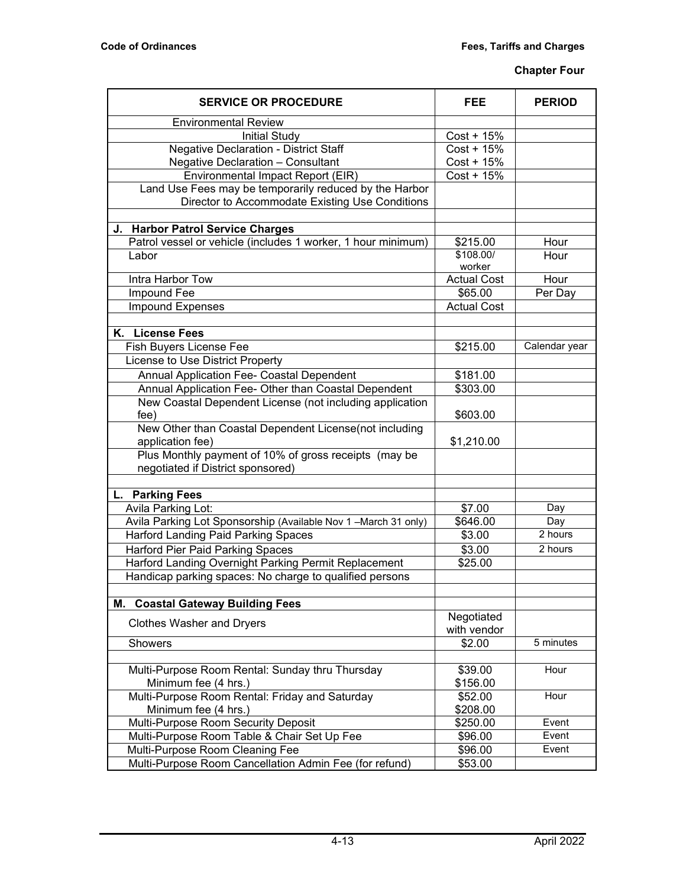**Chapter Four**

| SERVICE OR PROCEDURE | FEE | PERIOD |
|---|---|---|
| Environmental Review | | |
| Initial Study | Cost + 15% | |
| Negative Declaration - District Staff | Cost + 15% | |
| Negative Declaration – Consultant | Cost + 15% | |
| Environmental Impact Report (EIR) | Cost + 15% | |
| Land Use Fees may be temporarily reduced by the Harbor Director to Accommodate Existing Use Conditions | | |
| | | |
| **J. Harbor Patrol Service Charges** | | |
| Patrol vessel or vehicle (includes 1 worker, 1 hour minimum) | $215.00 | Hour |
| Labor | $108.00/ worker | Hour |
| Intra Harbor Tow | Actual Cost | Hour |
| Impound Fee | $65.00 | Per Day |
| Impound Expenses | Actual Cost | |
| | | |
| **K. License Fees** | | |
| Fish Buyers License Fee | $215.00 | Calendar year |
| License to Use District Property | | |
| Annual Application Fee- Coastal Dependent | $181.00 | |
| Annual Application Fee- Other than Coastal Dependent | $303.00 | |
| New Coastal Dependent License (not including application fee) | $603.00 | |
| New Other than Coastal Dependent License(not including application fee) | $1,210.00 | |
| Plus Monthly payment of 10% of gross receipts (may be negotiated if District sponsored) | | |
| | | |
| **L. Parking Fees** | | |
| Avila Parking Lot: | $7.00 | Day |
| Avila Parking Lot Sponsorship (Available Nov 1 –March 31 only) | $646.00 | Day |
| Harford Landing Paid Parking Spaces | $3.00 | 2 hours |
| Harford Pier Paid Parking Spaces | $3.00 | 2 hours |
| Harford Landing Overnight Parking Permit Replacement | $25.00 | |
| Handicap parking spaces: No charge to qualified persons | | |
| | | |
| **M. Coastal Gateway Building Fees** | | |
| Clothes Washer and Dryers | Negotiated with vendor | |
| Showers | $2.00 | 5 minutes |
| | | |
| Multi-Purpose Room Rental: Sunday thru Thursday<br>Minimum fee (4 hrs.) | $39.00<br>$156.00 | Hour |
| Multi-Purpose Room Rental: Friday and Saturday<br>Minimum fee (4 hrs.) | $52.00<br>$208.00 | Hour |
| Multi-Purpose Room Security Deposit | $250.00 | Event |
| Multi-Purpose Room Table & Chair Set Up Fee | $96.00 | Event |
| Multi-Purpose Room Cleaning Fee | $96.00 | Event |
| Multi-Purpose Room Cancellation Admin Fee (for refund) | $53.00 | |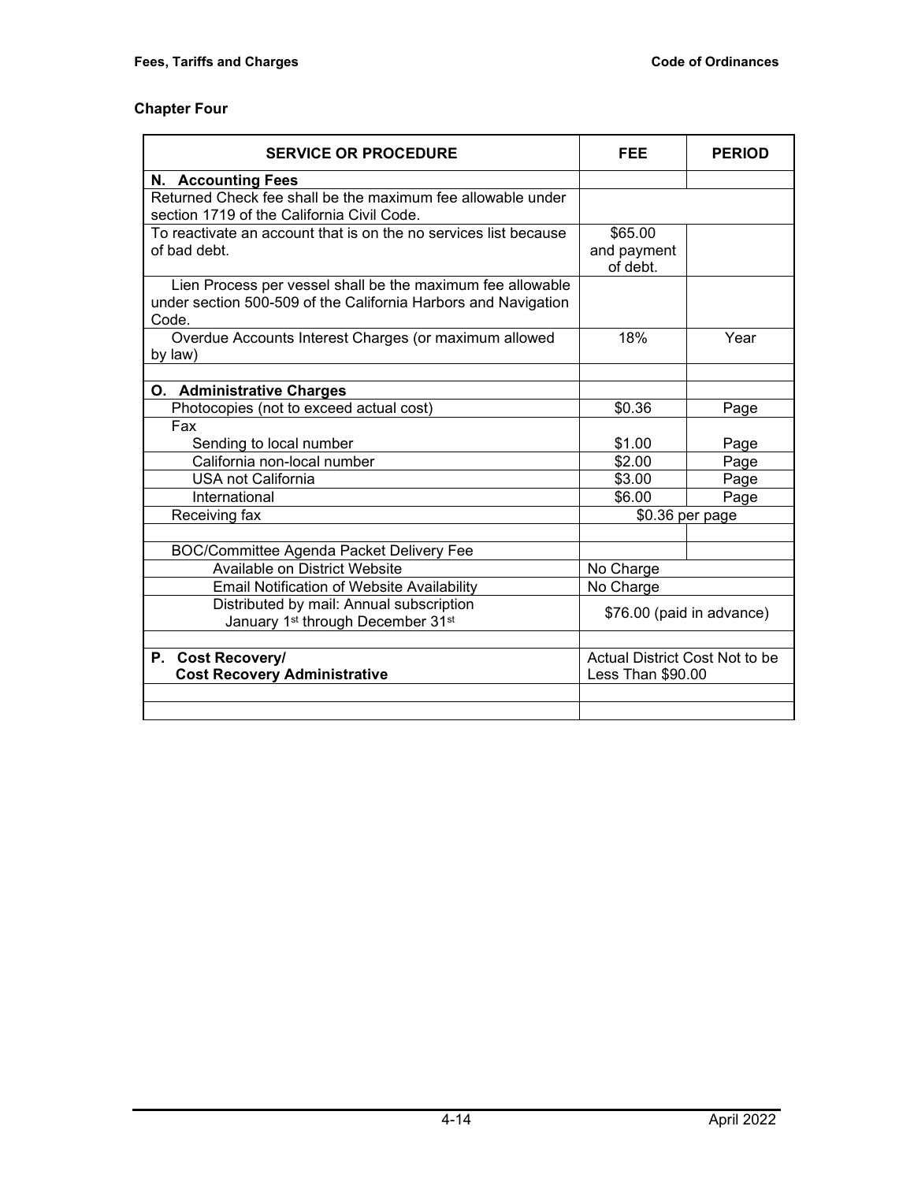## Chapter Four

| SERVICE OR PROCEDURE | FEE | PERIOD |
|---|---|---|
| **N. Accounting Fees** | | |
| Returned Check fee shall be the maximum fee allowable under section 1719 of the California Civil Code. | | |
| To reactivate an account that is on the no services list because of bad debt. | $65.00 and payment of debt. | |
| Lien Process per vessel shall be the maximum fee allowable under section 500-509 of the California Harbors and Navigation Code. | | |
| Overdue Accounts Interest Charges (or maximum allowed by law) | 18% | Year |
| | | |
| **O. Administrative Charges** | | |
| Photocopies (not to exceed actual cost) | $0.36 | Page |
| Fax | | |
| Sending to local number | $1.00 | Page |
| California non-local number | $2.00 | Page |
| USA not California | $3.00 | Page |
| International | $6.00 | Page |
| Receiving fax | $0.36 per page | |
| | | |
| BOC/Committee Agenda Packet Delivery Fee | | |
| Available on District Website | No Charge | |
| Email Notification of Website Availability | No Charge | |
| Distributed by mail: Annual subscription January 1st through December 31st | $76.00 (paid in advance) | |
| | | |
| **P. Cost Recovery/ Cost Recovery Administrative** | Actual District Cost Not to be Less Than $90.00 | |
| | | |
| | | |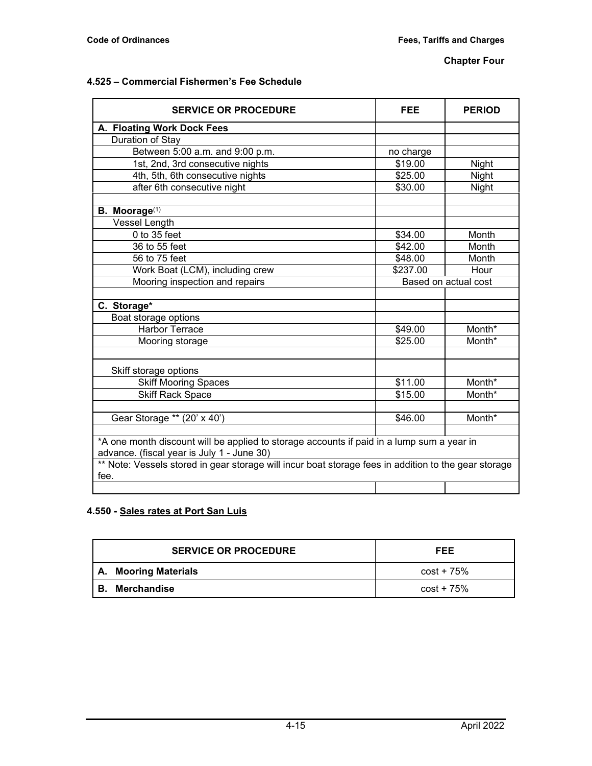### 4.525 – Commercial Fishermen's Fee Schedule

| SERVICE OR PROCEDURE | FEE | PERIOD |
|---|---|---|
| **A. Floating Work Dock Fees** | | |
| Duration of Stay | | |
| Between 5:00 a.m. and 9:00 p.m. | no charge | |
| 1st, 2nd, 3rd consecutive nights | $19.00 | Night |
| 4th, 5th, 6th consecutive nights | $25.00 | Night |
| after 6th consecutive night | $30.00 | Night |
| | | |
| **B. Moorage**(1) | | |
| Vessel Length | | |
| 0 to 35 feet | $34.00 | Month |
| 36 to 55 feet | $42.00 | Month |
| 56 to 75 feet | $48.00 | Month |
| Work Boat (LCM), including crew | $237.00 | Hour |
| Mooring inspection and repairs | Based on actual cost | |
| | | |
| **C. Storage*** | | |
| Boat storage options | | |
| Harbor Terrace | $49.00 | Month* |
| Mooring storage | $25.00 | Month* |
| | | |
| Skiff storage options | | |
| Skiff Mooring Spaces | $11.00 | Month* |
| Skiff Rack Space | $15.00 | Month* |
| | | |
| Gear Storage ** (20' x 40') | $46.00 | Month* |
| | | |
| *A one month discount will be applied to storage accounts if paid in a lump sum a year in advance. (fiscal year is July 1 - June 30) | | |
| ** Note: Vessels stored in gear storage will incur boat storage fees in addition to the gear storage fee. | | |

### 4.550 - Sales rates at Port San Luis

| SERVICE OR PROCEDURE | FEE |
|---|---|
| **A. Mooring Materials** | cost + 75% |
| **B. Merchandise** | cost + 75% |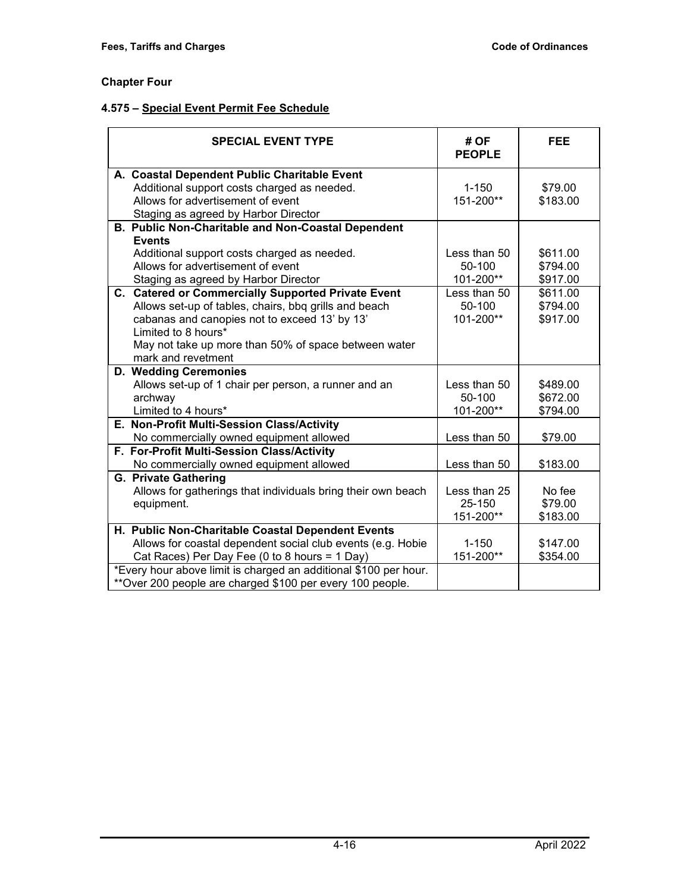## Chapter Four

### 4.575 – Special Event Permit Fee Schedule

| SPECIAL EVENT TYPE | # OF PEOPLE | FEE |
|---|---|---|
| **A. Coastal Dependent Public Charitable Event**<br>Additional support costs charged as needed.<br>Allows for advertisement of event<br>Staging as agreed by Harbor Director | 1-150<br>151-200** | $79.00<br>$183.00 |
| **B. Public Non-Charitable and Non-Coastal Dependent Events**<br>Additional support costs charged as needed.<br>Allows for advertisement of event<br>Staging as agreed by Harbor Director | Less than 50<br>50-100<br>101-200** | $611.00<br>$794.00<br>$917.00 |
| **C. Catered or Commercially Supported Private Event**<br>Allows set-up of tables, chairs, bbq grills and beach cabanas and canopies not to exceed 13' by 13'<br>Limited to 8 hours*<br>May not take up more than 50% of space between water mark and revetment | Less than 50<br>50-100<br>101-200** | $611.00<br>$794.00<br>$917.00 |
| **D. Wedding Ceremonies**<br>Allows set-up of 1 chair per person, a runner and an archway<br>Limited to 4 hours* | Less than 50<br>50-100<br>101-200** | $489.00<br>$672.00<br>$794.00 |
| **E. Non-Profit Multi-Session Class/Activity**<br>No commercially owned equipment allowed | Less than 50 | $79.00 |
| **F. For-Profit Multi-Session Class/Activity**<br>No commercially owned equipment allowed | Less than 50 | $183.00 |
| **G. Private Gathering**<br>Allows for gatherings that individuals bring their own beach equipment. | Less than 25<br>25-150<br>151-200** | No fee<br>$79.00<br>$183.00 |
| **H. Public Non-Charitable Coastal Dependent Events**<br>Allows for coastal dependent social club events (e.g. Hobie Cat Races) Per Day Fee (0 to 8 hours = 1 Day) | 1-150<br>151-200** | $147.00<br>$354.00 |
| *Every hour above limit is charged an additional $100 per hour.<br>**Over 200 people are charged $100 per every 100 people. | | |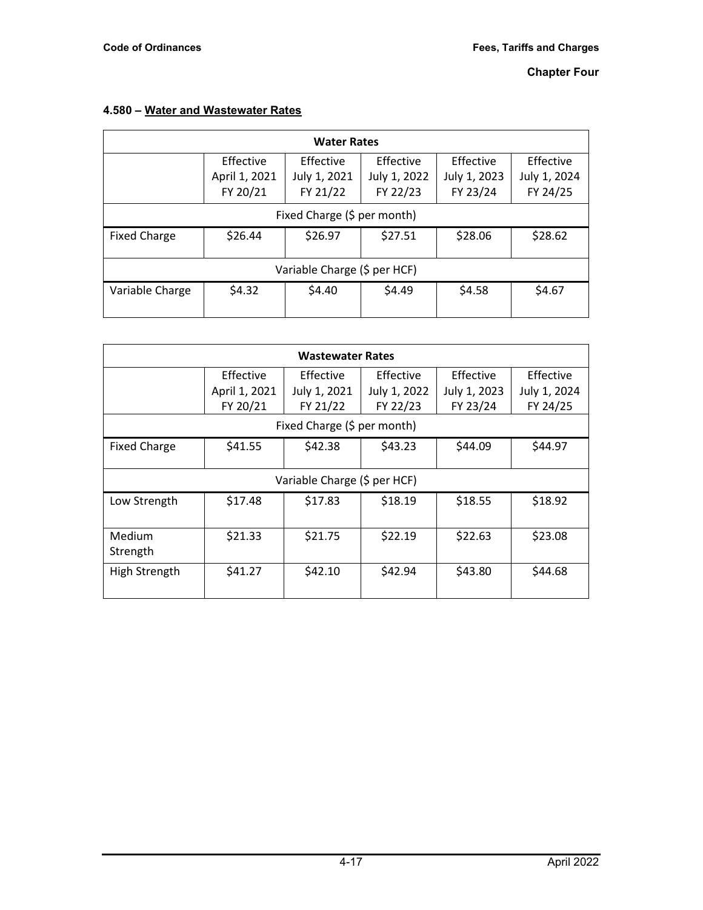## 4.580 – Water and Wastewater Rates

| Water Rates | | | | | |
|---|---|---|---|---|---|
| | Effective April 1, 2021 FY 20/21 | Effective July 1, 2021 FY 21/22 | Effective July 1, 2022 FY 22/23 | Effective July 1, 2023 FY 23/24 | Effective July 1, 2024 FY 24/25 |
| Fixed Charge ($ per month) | | | | | |
| Fixed Charge | $26.44 | $26.97 | $27.51 | $28.06 | $28.62 |
| Variable Charge ($ per HCF) | | | | | |
| Variable Charge | $4.32 | $4.40 | $4.49 | $4.58 | $4.67 |

| Wastewater Rates | | | | | |
|---|---|---|---|---|---|
| | Effective April 1, 2021 FY 20/21 | Effective July 1, 2021 FY 21/22 | Effective July 1, 2022 FY 22/23 | Effective July 1, 2023 FY 23/24 | Effective July 1, 2024 FY 24/25 |
| Fixed Charge ($ per month) | | | | | |
| Fixed Charge | $41.55 | $42.38 | $43.23 | $44.09 | $44.97 |
| Variable Charge ($ per HCF) | | | | | |
| Low Strength | $17.48 | $17.83 | $18.19 | $18.55 | $18.92 |
| Medium Strength | $21.33 | $21.75 | $22.19 | $22.63 | $23.08 |
| High Strength | $41.27 | $42.10 | $42.94 | $43.80 | $44.68 |